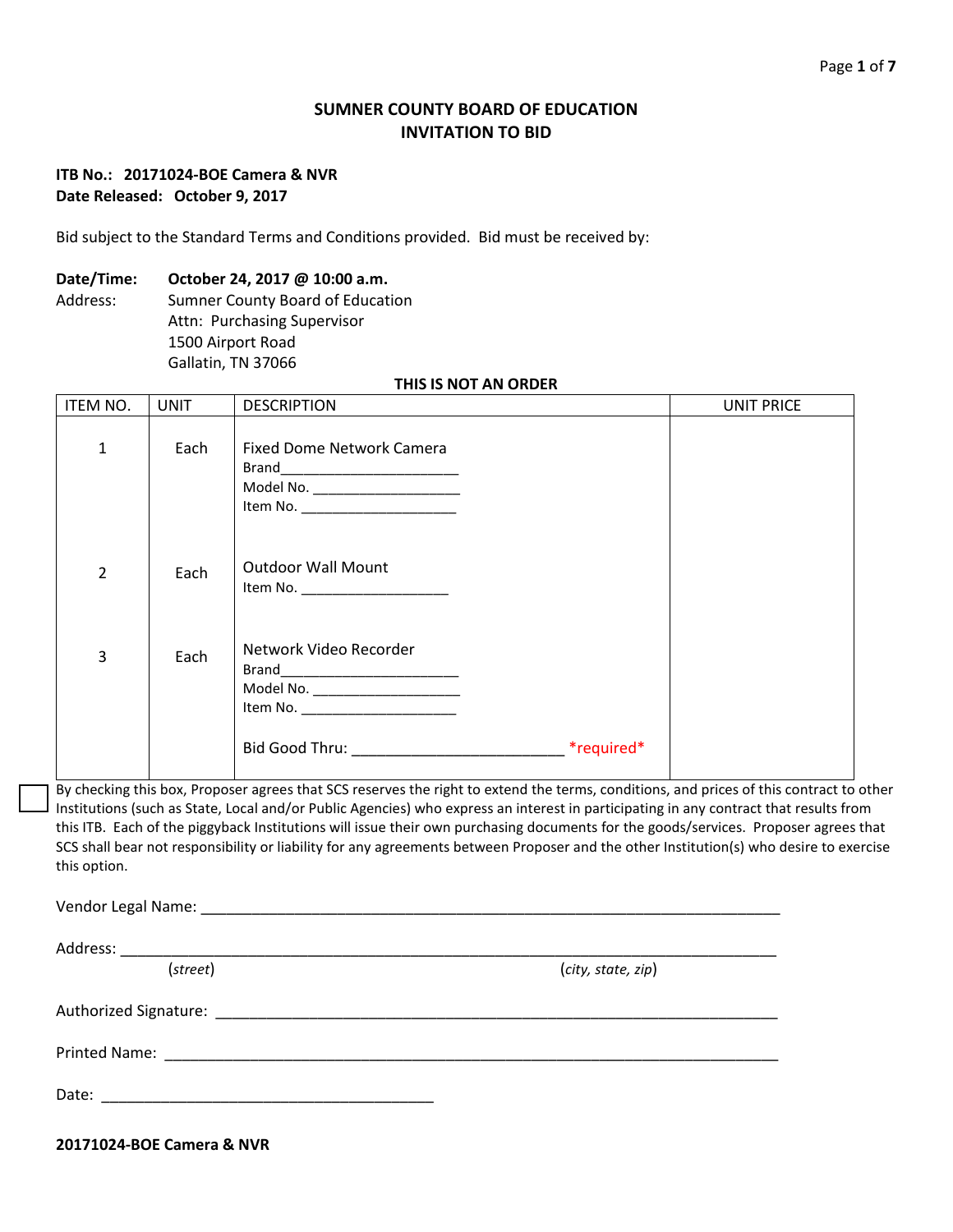# SUMNER COUNTY BOARD OF EDUCATION
# INVITATION TO BID

**ITB No.: 20171024-BOE Camera & NVR**
**Date Released: October 9, 2017**

Bid subject to the Standard Terms and Conditions provided. Bid must be received by:

**Date/Time:** **October 24, 2017 @ 10:00 a.m.**
Address: Sumner County Board of Education
Attn: Purchasing Supervisor
1500 Airport Road
Gallatin, TN 37066

**THIS IS NOT AN ORDER**

| ITEM NO. | UNIT | DESCRIPTION | UNIT PRICE |
|---|---|---|---|
| 1 | Each | Fixed Dome Network Camera<br>Brand_______________________<br>Model No. ___________________<br>Item No. ____________________ | |
| 2 | Each | Outdoor Wall Mount<br>Item No. ___________________ | |
| 3 | Each | Network Video Recorder<br>Brand_______________________<br>Model No. ___________________<br>Item No. ____________________<br><br>Bid Good Thru: _________________________ *required* | |

☐ By checking this box, Proposer agrees that SCS reserves the right to extend the terms, conditions, and prices of this contract to other Institutions (such as State, Local and/or Public Agencies) who express an interest in participating in any contract that results from this ITB. Each of the piggyback Institutions will issue their own purchasing documents for the goods/services. Proposer agrees that SCS shall bear not responsibility or liability for any agreements between Proposer and the other Institution(s) who desire to exercise this option.

Vendor Legal Name: ___________________________________________________________________________

Address: _____________________________________________________________________________________
(*street*) (*city, state, zip*)

Authorized Signature: ___________________________________________________________________________

Printed Name: ___________________________________________________________________________

Date: ________________________________________

**20171024-BOE Camera & NVR**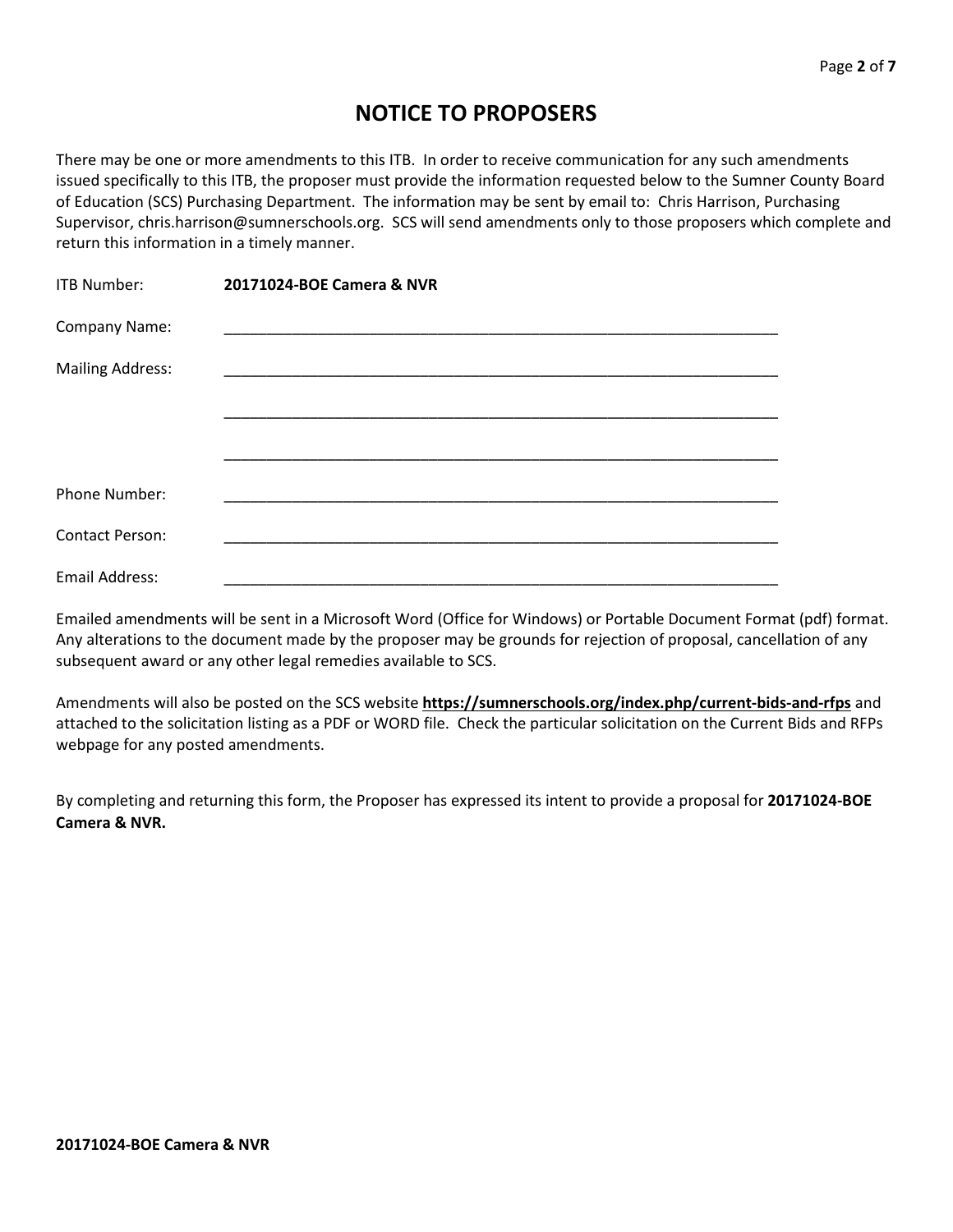# NOTICE TO PROPOSERS

There may be one or more amendments to this ITB. In order to receive communication for any such amendments issued specifically to this ITB, the proposer must provide the information requested below to the Sumner County Board of Education (SCS) Purchasing Department. The information may be sent by email to: Chris Harrison, Purchasing Supervisor, chris.harrison@sumnerschools.org. SCS will send amendments only to those proposers which complete and return this information in a timely manner.

ITB Number: **20171024-BOE Camera & NVR**

Company Name: ____________________________________________________________________

Mailing Address: ____________________________________________________________________

____________________________________________________________________

____________________________________________________________________

Phone Number: ____________________________________________________________________

Contact Person: ____________________________________________________________________

Email Address: ____________________________________________________________________

Emailed amendments will be sent in a Microsoft Word (Office for Windows) or Portable Document Format (pdf) format. Any alterations to the document made by the proposer may be grounds for rejection of proposal, cancellation of any subsequent award or any other legal remedies available to SCS.

Amendments will also be posted on the SCS website **https://sumnerschools.org/index.php/current-bids-and-rfps** and attached to the solicitation listing as a PDF or WORD file. Check the particular solicitation on the Current Bids and RFPs webpage for any posted amendments.

By completing and returning this form, the Proposer has expressed its intent to provide a proposal for **20171024-BOE Camera & NVR.**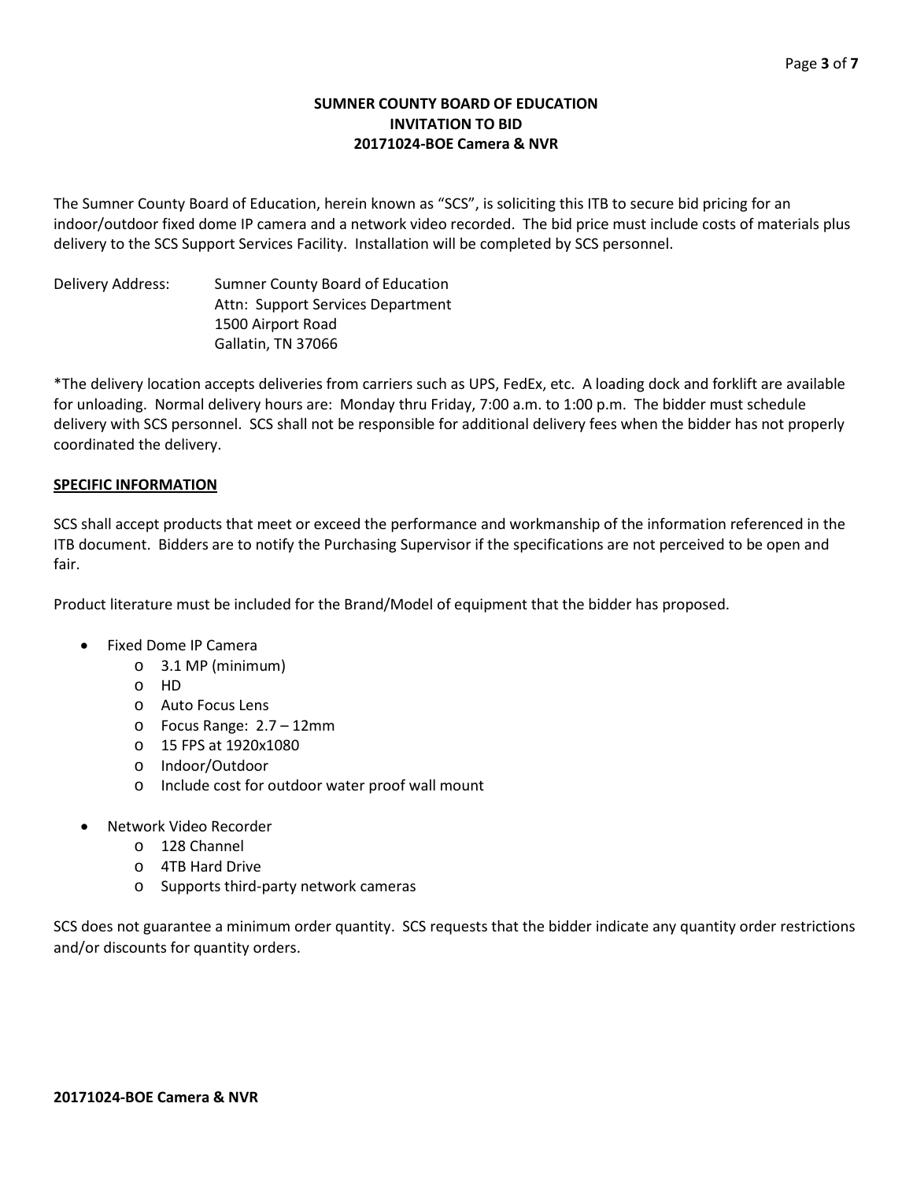# SUMNER COUNTY BOARD OF EDUCATION
## INVITATION TO BID
## 20171024-BOE Camera & NVR

The Sumner County Board of Education, herein known as "SCS", is soliciting this ITB to secure bid pricing for an indoor/outdoor fixed dome IP camera and a network video recorded. The bid price must include costs of materials plus delivery to the SCS Support Services Facility. Installation will be completed by SCS personnel.

Delivery Address: Sumner County Board of Education  
Attn: Support Services Department  
1500 Airport Road  
Gallatin, TN 37066

*The delivery location accepts deliveries from carriers such as UPS, FedEx, etc. A loading dock and forklift are available for unloading. Normal delivery hours are: Monday thru Friday, 7:00 a.m. to 1:00 p.m. The bidder must schedule delivery with SCS personnel. SCS shall not be responsible for additional delivery fees when the bidder has not properly coordinated the delivery.

**SPECIFIC INFORMATION**

SCS shall accept products that meet or exceed the performance and workmanship of the information referenced in the ITB document. Bidders are to notify the Purchasing Supervisor if the specifications are not perceived to be open and fair.

Product literature must be included for the Brand/Model of equipment that the bidder has proposed.

- Fixed Dome IP Camera
  - 3.1 MP (minimum)
  - HD
  - Auto Focus Lens
  - Focus Range: 2.7 – 12mm
  - 15 FPS at 1920x1080
  - Indoor/Outdoor
  - Include cost for outdoor water proof wall mount
- Network Video Recorder
  - 128 Channel
  - 4TB Hard Drive
  - Supports third-party network cameras

SCS does not guarantee a minimum order quantity. SCS requests that the bidder indicate any quantity order restrictions and/or discounts for quantity orders.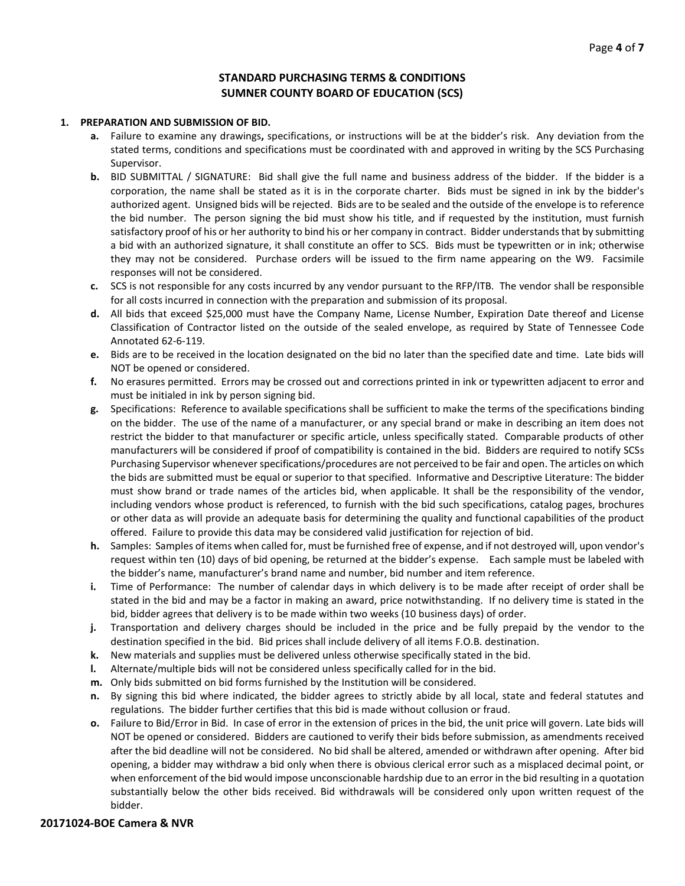## STANDARD PURCHASING TERMS & CONDITIONS
## SUMNER COUNTY BOARD OF EDUCATION (SCS)

**1. PREPARATION AND SUBMISSION OF BID.**

- **a.** Failure to examine any drawings**,** specifications, or instructions will be at the bidder's risk. Any deviation from the stated terms, conditions and specifications must be coordinated with and approved in writing by the SCS Purchasing Supervisor.
- **b.** BID SUBMITTAL / SIGNATURE: Bid shall give the full name and business address of the bidder. If the bidder is a corporation, the name shall be stated as it is in the corporate charter. Bids must be signed in ink by the bidder's authorized agent. Unsigned bids will be rejected. Bids are to be sealed and the outside of the envelope is to reference the bid number. The person signing the bid must show his title, and if requested by the institution, must furnish satisfactory proof of his or her authority to bind his or her company in contract. Bidder understands that by submitting a bid with an authorized signature, it shall constitute an offer to SCS. Bids must be typewritten or in ink; otherwise they may not be considered. Purchase orders will be issued to the firm name appearing on the W9. Facsimile responses will not be considered.
- **c.** SCS is not responsible for any costs incurred by any vendor pursuant to the RFP/ITB. The vendor shall be responsible for all costs incurred in connection with the preparation and submission of its proposal.
- **d.** All bids that exceed $25,000 must have the Company Name, License Number, Expiration Date thereof and License Classification of Contractor listed on the outside of the sealed envelope, as required by State of Tennessee Code Annotated 62-6-119.
- **e.** Bids are to be received in the location designated on the bid no later than the specified date and time. Late bids will NOT be opened or considered.
- **f.** No erasures permitted. Errors may be crossed out and corrections printed in ink or typewritten adjacent to error and must be initialed in ink by person signing bid.
- **g.** Specifications: Reference to available specifications shall be sufficient to make the terms of the specifications binding on the bidder. The use of the name of a manufacturer, or any special brand or make in describing an item does not restrict the bidder to that manufacturer or specific article, unless specifically stated. Comparable products of other manufacturers will be considered if proof of compatibility is contained in the bid. Bidders are required to notify SCSs Purchasing Supervisor whenever specifications/procedures are not perceived to be fair and open. The articles on which the bids are submitted must be equal or superior to that specified. Informative and Descriptive Literature: The bidder must show brand or trade names of the articles bid, when applicable. It shall be the responsibility of the vendor, including vendors whose product is referenced, to furnish with the bid such specifications, catalog pages, brochures or other data as will provide an adequate basis for determining the quality and functional capabilities of the product offered. Failure to provide this data may be considered valid justification for rejection of bid.
- **h.** Samples: Samples of items when called for, must be furnished free of expense, and if not destroyed will, upon vendor's request within ten (10) days of bid opening, be returned at the bidder's expense. Each sample must be labeled with the bidder's name, manufacturer's brand name and number, bid number and item reference.
- **i.** Time of Performance: The number of calendar days in which delivery is to be made after receipt of order shall be stated in the bid and may be a factor in making an award, price notwithstanding. If no delivery time is stated in the bid, bidder agrees that delivery is to be made within two weeks (10 business days) of order.
- **j.** Transportation and delivery charges should be included in the price and be fully prepaid by the vendor to the destination specified in the bid. Bid prices shall include delivery of all items F.O.B. destination.
- **k.** New materials and supplies must be delivered unless otherwise specifically stated in the bid.
- **l.** Alternate/multiple bids will not be considered unless specifically called for in the bid.
- **m.** Only bids submitted on bid forms furnished by the Institution will be considered.
- **n.** By signing this bid where indicated, the bidder agrees to strictly abide by all local, state and federal statutes and regulations. The bidder further certifies that this bid is made without collusion or fraud.
- **o.** Failure to Bid/Error in Bid. In case of error in the extension of prices in the bid, the unit price will govern. Late bids will NOT be opened or considered. Bidders are cautioned to verify their bids before submission, as amendments received after the bid deadline will not be considered. No bid shall be altered, amended or withdrawn after opening. After bid opening, a bidder may withdraw a bid only when there is obvious clerical error such as a misplaced decimal point, or when enforcement of the bid would impose unconscionable hardship due to an error in the bid resulting in a quotation substantially below the other bids received. Bid withdrawals will be considered only upon written request of the bidder.

**20171024-BOE Camera & NVR**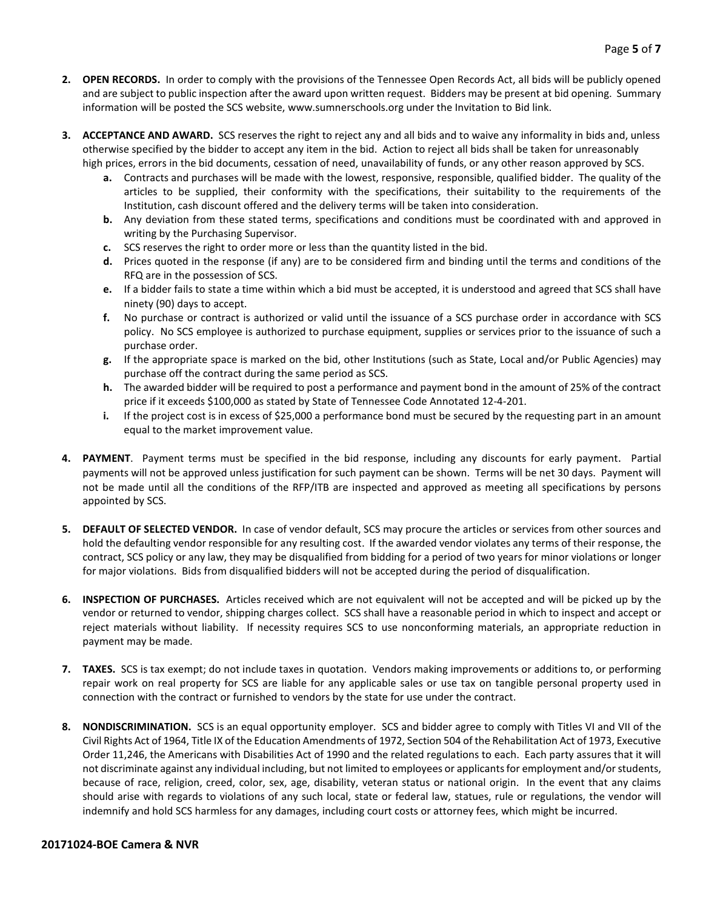2. **OPEN RECORDS.** In order to comply with the provisions of the Tennessee Open Records Act, all bids will be publicly opened and are subject to public inspection after the award upon written request. Bidders may be present at bid opening. Summary information will be posted the SCS website, www.sumnerschools.org under the Invitation to Bid link.

3. **ACCEPTANCE AND AWARD.** SCS reserves the right to reject any and all bids and to waive any informality in bids and, unless otherwise specified by the bidder to accept any item in the bid. Action to reject all bids shall be taken for unreasonably high prices, errors in the bid documents, cessation of need, unavailability of funds, or any other reason approved by SCS.
   - **a.** Contracts and purchases will be made with the lowest, responsive, responsible, qualified bidder. The quality of the articles to be supplied, their conformity with the specifications, their suitability to the requirements of the Institution, cash discount offered and the delivery terms will be taken into consideration.
   - **b.** Any deviation from these stated terms, specifications and conditions must be coordinated with and approved in writing by the Purchasing Supervisor.
   - **c.** SCS reserves the right to order more or less than the quantity listed in the bid.
   - **d.** Prices quoted in the response (if any) are to be considered firm and binding until the terms and conditions of the RFQ are in the possession of SCS.
   - **e.** If a bidder fails to state a time within which a bid must be accepted, it is understood and agreed that SCS shall have ninety (90) days to accept.
   - **f.** No purchase or contract is authorized or valid until the issuance of a SCS purchase order in accordance with SCS policy. No SCS employee is authorized to purchase equipment, supplies or services prior to the issuance of such a purchase order.
   - **g.** If the appropriate space is marked on the bid, other Institutions (such as State, Local and/or Public Agencies) may purchase off the contract during the same period as SCS.
   - **h.** The awarded bidder will be required to post a performance and payment bond in the amount of 25% of the contract price if it exceeds $100,000 as stated by State of Tennessee Code Annotated 12-4-201.
   - **i.** If the project cost is in excess of $25,000 a performance bond must be secured by the requesting part in an amount equal to the market improvement value.

4. **PAYMENT**. Payment terms must be specified in the bid response, including any discounts for early payment. Partial payments will not be approved unless justification for such payment can be shown. Terms will be net 30 days. Payment will not be made until all the conditions of the RFP/ITB are inspected and approved as meeting all specifications by persons appointed by SCS.

5. **DEFAULT OF SELECTED VENDOR.** In case of vendor default, SCS may procure the articles or services from other sources and hold the defaulting vendor responsible for any resulting cost. If the awarded vendor violates any terms of their response, the contract, SCS policy or any law, they may be disqualified from bidding for a period of two years for minor violations or longer for major violations. Bids from disqualified bidders will not be accepted during the period of disqualification.

6. **INSPECTION OF PURCHASES.** Articles received which are not equivalent will not be accepted and will be picked up by the vendor or returned to vendor, shipping charges collect. SCS shall have a reasonable period in which to inspect and accept or reject materials without liability. If necessity requires SCS to use nonconforming materials, an appropriate reduction in payment may be made.

7. **TAXES.** SCS is tax exempt; do not include taxes in quotation. Vendors making improvements or additions to, or performing repair work on real property for SCS are liable for any applicable sales or use tax on tangible personal property used in connection with the contract or furnished to vendors by the state for use under the contract.

8. **NONDISCRIMINATION.** SCS is an equal opportunity employer. SCS and bidder agree to comply with Titles VI and VII of the Civil Rights Act of 1964, Title IX of the Education Amendments of 1972, Section 504 of the Rehabilitation Act of 1973, Executive Order 11,246, the Americans with Disabilities Act of 1990 and the related regulations to each. Each party assures that it will not discriminate against any individual including, but not limited to employees or applicants for employment and/or students, because of race, religion, creed, color, sex, age, disability, veteran status or national origin. In the event that any claims should arise with regards to violations of any such local, state or federal law, statues, rule or regulations, the vendor will indemnify and hold SCS harmless for any damages, including court costs or attorney fees, which might be incurred.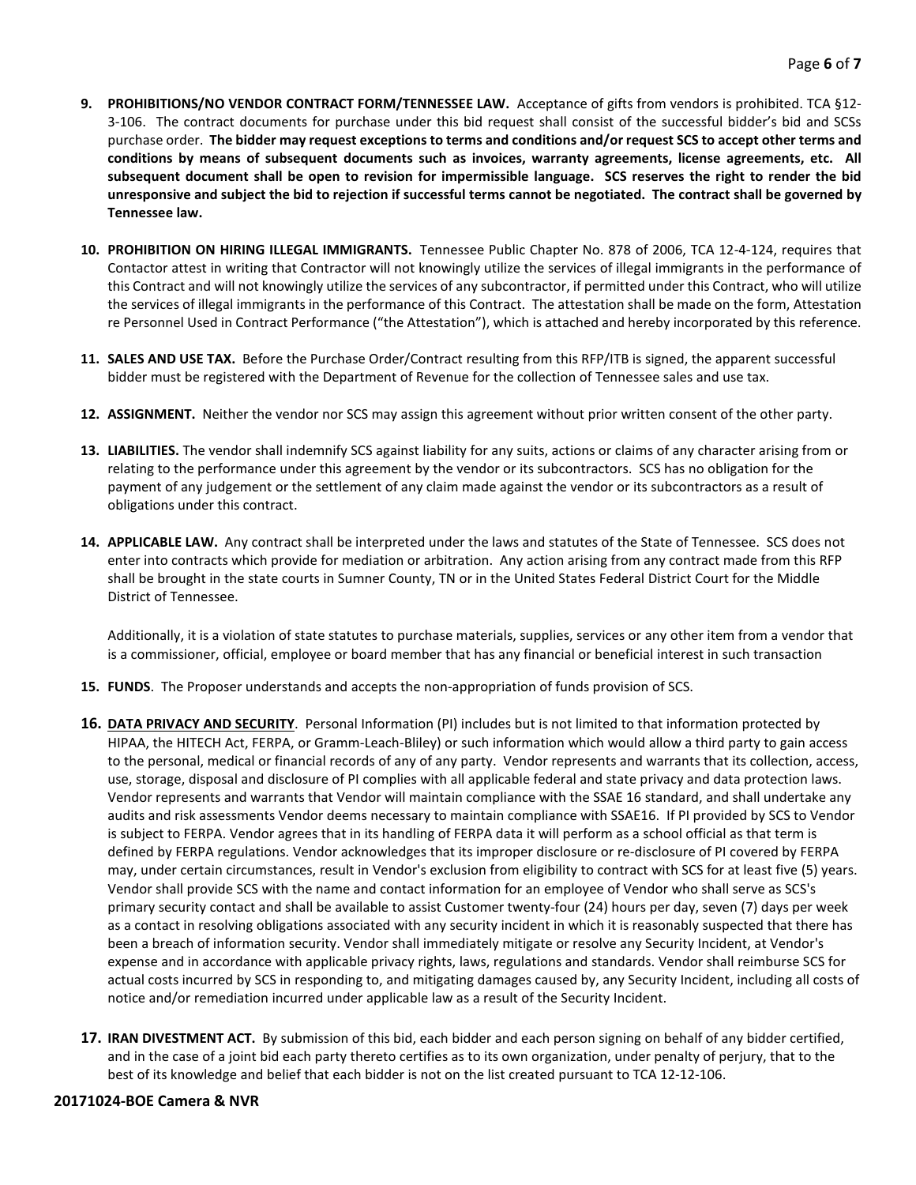9. **PROHIBITIONS/NO VENDOR CONTRACT FORM/TENNESSEE LAW.** Acceptance of gifts from vendors is prohibited. TCA §12-3-106. The contract documents for purchase under this bid request shall consist of the successful bidder's bid and SCSs purchase order. **The bidder may request exceptions to terms and conditions and/or request SCS to accept other terms and conditions by means of subsequent documents such as invoices, warranty agreements, license agreements, etc. All subsequent document shall be open to revision for impermissible language. SCS reserves the right to render the bid unresponsive and subject the bid to rejection if successful terms cannot be negotiated. The contract shall be governed by Tennessee law.**

10. **PROHIBITION ON HIRING ILLEGAL IMMIGRANTS.** Tennessee Public Chapter No. 878 of 2006, TCA 12-4-124, requires that Contactor attest in writing that Contractor will not knowingly utilize the services of illegal immigrants in the performance of this Contract and will not knowingly utilize the services of any subcontractor, if permitted under this Contract, who will utilize the services of illegal immigrants in the performance of this Contract. The attestation shall be made on the form, Attestation re Personnel Used in Contract Performance ("the Attestation"), which is attached and hereby incorporated by this reference.

11. **SALES AND USE TAX.** Before the Purchase Order/Contract resulting from this RFP/ITB is signed, the apparent successful bidder must be registered with the Department of Revenue for the collection of Tennessee sales and use tax.

12. **ASSIGNMENT.** Neither the vendor nor SCS may assign this agreement without prior written consent of the other party.

13. **LIABILITIES.** The vendor shall indemnify SCS against liability for any suits, actions or claims of any character arising from or relating to the performance under this agreement by the vendor or its subcontractors. SCS has no obligation for the payment of any judgement or the settlement of any claim made against the vendor or its subcontractors as a result of obligations under this contract.

14. **APPLICABLE LAW.** Any contract shall be interpreted under the laws and statutes of the State of Tennessee. SCS does not enter into contracts which provide for mediation or arbitration. Any action arising from any contract made from this RFP shall be brought in the state courts in Sumner County, TN or in the United States Federal District Court for the Middle District of Tennessee.

    Additionally, it is a violation of state statutes to purchase materials, supplies, services or any other item from a vendor that is a commissioner, official, employee or board member that has any financial or beneficial interest in such transaction

15. **FUNDS**. The Proposer understands and accepts the non-appropriation of funds provision of SCS.

16. **DATA PRIVACY AND SECURITY**. Personal Information (PI) includes but is not limited to that information protected by HIPAA, the HITECH Act, FERPA, or Gramm-Leach-Bliley) or such information which would allow a third party to gain access to the personal, medical or financial records of any of any party. Vendor represents and warrants that its collection, access, use, storage, disposal and disclosure of PI complies with all applicable federal and state privacy and data protection laws. Vendor represents and warrants that Vendor will maintain compliance with the SSAE 16 standard, and shall undertake any audits and risk assessments Vendor deems necessary to maintain compliance with SSAE16. If PI provided by SCS to Vendor is subject to FERPA. Vendor agrees that in its handling of FERPA data it will perform as a school official as that term is defined by FERPA regulations. Vendor acknowledges that its improper disclosure or re-disclosure of PI covered by FERPA may, under certain circumstances, result in Vendor's exclusion from eligibility to contract with SCS for at least five (5) years. Vendor shall provide SCS with the name and contact information for an employee of Vendor who shall serve as SCS's primary security contact and shall be available to assist Customer twenty-four (24) hours per day, seven (7) days per week as a contact in resolving obligations associated with any security incident in which it is reasonably suspected that there has been a breach of information security. Vendor shall immediately mitigate or resolve any Security Incident, at Vendor's expense and in accordance with applicable privacy rights, laws, regulations and standards. Vendor shall reimburse SCS for actual costs incurred by SCS in responding to, and mitigating damages caused by, any Security Incident, including all costs of notice and/or remediation incurred under applicable law as a result of the Security Incident.

17. **IRAN DIVESTMENT ACT.** By submission of this bid, each bidder and each person signing on behalf of any bidder certified, and in the case of a joint bid each party thereto certifies as to its own organization, under penalty of perjury, that to the best of its knowledge and belief that each bidder is not on the list created pursuant to TCA 12-12-106.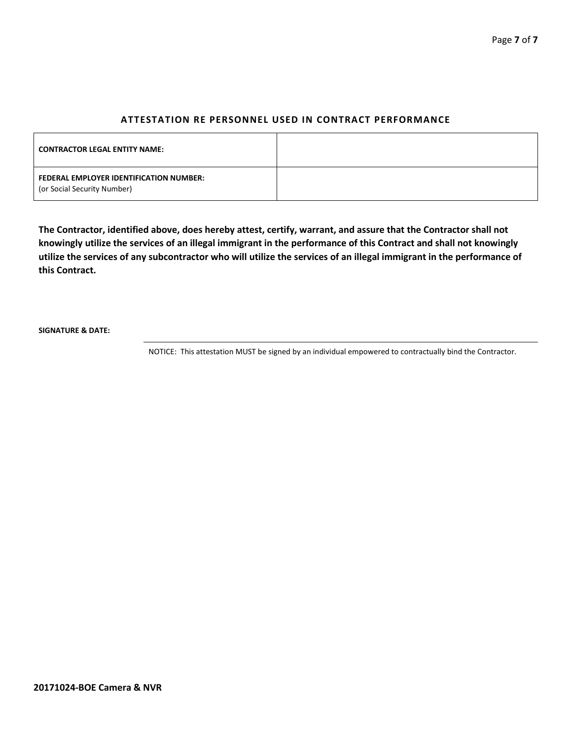## ATTESTATION RE PERSONNEL USED IN CONTRACT PERFORMANCE

| | |
|---|---|
| **CONTRACTOR LEGAL ENTITY NAME:** | |
| **FEDERAL EMPLOYER IDENTIFICATION NUMBER:** (or Social Security Number) | |

**The Contractor, identified above, does hereby attest, certify, warrant, and assure that the Contractor shall not knowingly utilize the services of an illegal immigrant in the performance of this Contract and shall not knowingly utilize the services of any subcontractor who will utilize the services of an illegal immigrant in the performance of this Contract.**

**SIGNATURE & DATE:**

NOTICE: This attestation MUST be signed by an individual empowered to contractually bind the Contractor.

**20171024-BOE Camera & NVR**